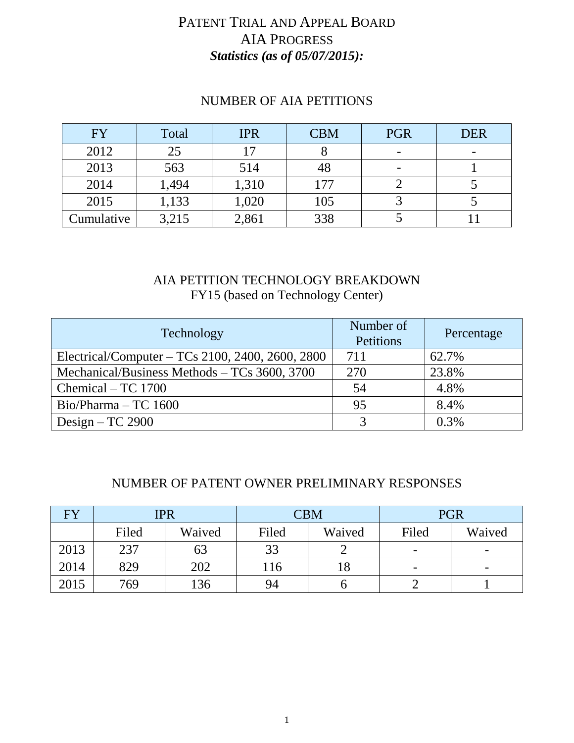# Patent Trial and Appeal Board
# AIA Progress
## ***Statistics (as of 05/07/2015):***

### NUMBER OF AIA PETITIONS

| FY | Total | IPR | CBM | PGR | DER |
|---|---|---|---|---|---|
| 2012 | 25 | 17 | 8 | - | - |
| 2013 | 563 | 514 | 48 | - | 1 |
| 2014 | 1,494 | 1,310 | 177 | 2 | 5 |
| 2015 | 1,133 | 1,020 | 105 | 3 | 5 |
| Cumulative | 3,215 | 2,861 | 338 | 5 | 11 |

### AIA PETITION TECHNOLOGY BREAKDOWN
FY15 (based on Technology Center)

| Technology | Number of Petitions | Percentage |
|---|---|---|
| Electrical/Computer – TCs 2100, 2400, 2600, 2800 | 711 | 62.7% |
| Mechanical/Business Methods – TCs 3600, 3700 | 270 | 23.8% |
| Chemical – TC 1700 | 54 | 4.8% |
| Bio/Pharma – TC 1600 | 95 | 8.4% |
| Design – TC 2900 | 3 | 0.3% |

### NUMBER OF PATENT OWNER PRELIMINARY RESPONSES

| FY | IPR | | CBM | | PGR | |
|---|---|---|---|---|---|---|
| | Filed | Waived | Filed | Waived | Filed | Waived |
| 2013 | 237 | 63 | 33 | 2 | - | - |
| 2014 | 829 | 202 | 116 | 18 | - | - |
| 2015 | 769 | 136 | 94 | 6 | 2 | 1 |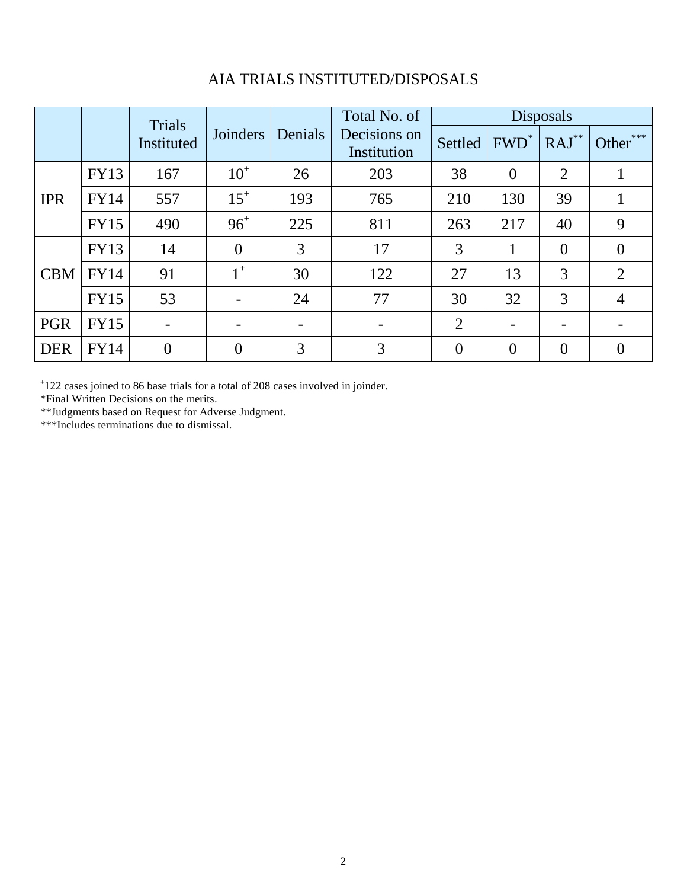# AIA TRIALS INSTITUTED/DISPOSALS

| | | Trials Instituted | Joinders | Denials | Total No. of Decisions on Institution | Disposals | | | |
|---|---|---|---|---|---|---|---|---|---|
| | | | | | | Settled | FWD* | RAJ** | Other*** |
| IPR | FY13 | 167 | 10+ | 26 | 203 | 38 | 0 | 2 | 1 |
| | FY14 | 557 | 15+ | 193 | 765 | 210 | 130 | 39 | 1 |
| | FY15 | 490 | 96+ | 225 | 811 | 263 | 217 | 40 | 9 |
| CBM | FY13 | 14 | 0 | 3 | 17 | 3 | 1 | 0 | 0 |
| | FY14 | 91 | 1+ | 30 | 122 | 27 | 13 | 3 | 2 |
| | FY15 | 53 | - | 24 | 77 | 30 | 32 | 3 | 4 |
| PGR | FY15 | - | - | - | - | 2 | - | - | - |
| DER | FY14 | 0 | 0 | 3 | 3 | 0 | 0 | 0 | 0 |

+122 cases joined to 86 base trials for a total of 208 cases involved in joinder.

*Final Written Decisions on the merits.

**Judgments based on Request for Adverse Judgment.

***Includes terminations due to dismissal.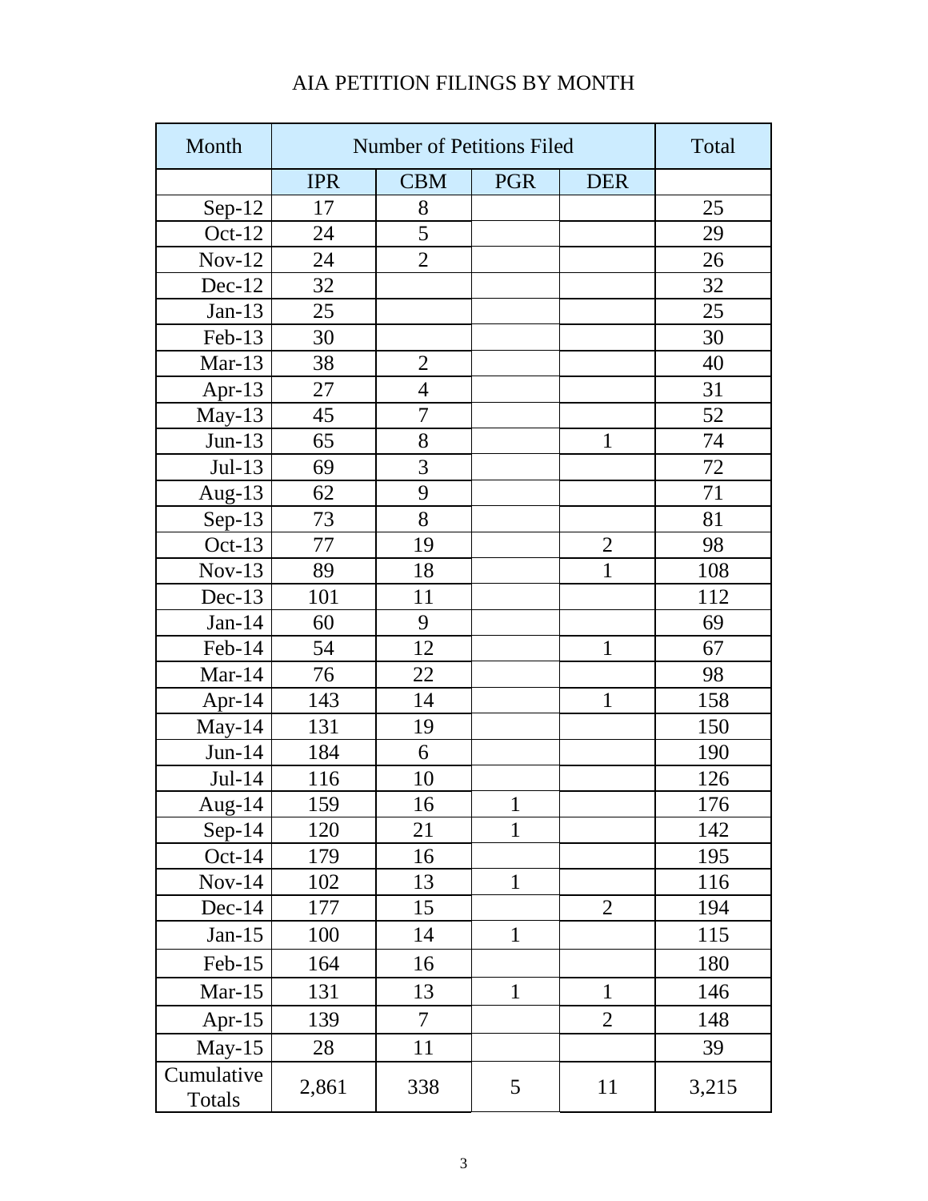# AIA PETITION FILINGS BY MONTH

| Month | Number of Petitions Filed | | | | Total |
|---|---|---|---|---|---|
| | IPR | CBM | PGR | DER | |
| Sep-12 | 17 | 8 | | | 25 |
| Oct-12 | 24 | 5 | | | 29 |
| Nov-12 | 24 | 2 | | | 26 |
| Dec-12 | 32 | | | | 32 |
| Jan-13 | 25 | | | | 25 |
| Feb-13 | 30 | | | | 30 |
| Mar-13 | 38 | 2 | | | 40 |
| Apr-13 | 27 | 4 | | | 31 |
| May-13 | 45 | 7 | | | 52 |
| Jun-13 | 65 | 8 | | 1 | 74 |
| Jul-13 | 69 | 3 | | | 72 |
| Aug-13 | 62 | 9 | | | 71 |
| Sep-13 | 73 | 8 | | | 81 |
| Oct-13 | 77 | 19 | | 2 | 98 |
| Nov-13 | 89 | 18 | | 1 | 108 |
| Dec-13 | 101 | 11 | | | 112 |
| Jan-14 | 60 | 9 | | | 69 |
| Feb-14 | 54 | 12 | | 1 | 67 |
| Mar-14 | 76 | 22 | | | 98 |
| Apr-14 | 143 | 14 | | 1 | 158 |
| May-14 | 131 | 19 | | | 150 |
| Jun-14 | 184 | 6 | | | 190 |
| Jul-14 | 116 | 10 | | | 126 |
| Aug-14 | 159 | 16 | 1 | | 176 |
| Sep-14 | 120 | 21 | 1 | | 142 |
| Oct-14 | 179 | 16 | | | 195 |
| Nov-14 | 102 | 13 | 1 | | 116 |
| Dec-14 | 177 | 15 | | 2 | 194 |
| Jan-15 | 100 | 14 | 1 | | 115 |
| Feb-15 | 164 | 16 | | | 180 |
| Mar-15 | 131 | 13 | 1 | 1 | 146 |
| Apr-15 | 139 | 7 | | 2 | 148 |
| May-15 | 28 | 11 | | | 39 |
| Cumulative Totals | 2,861 | 338 | 5 | 11 | 3,215 |